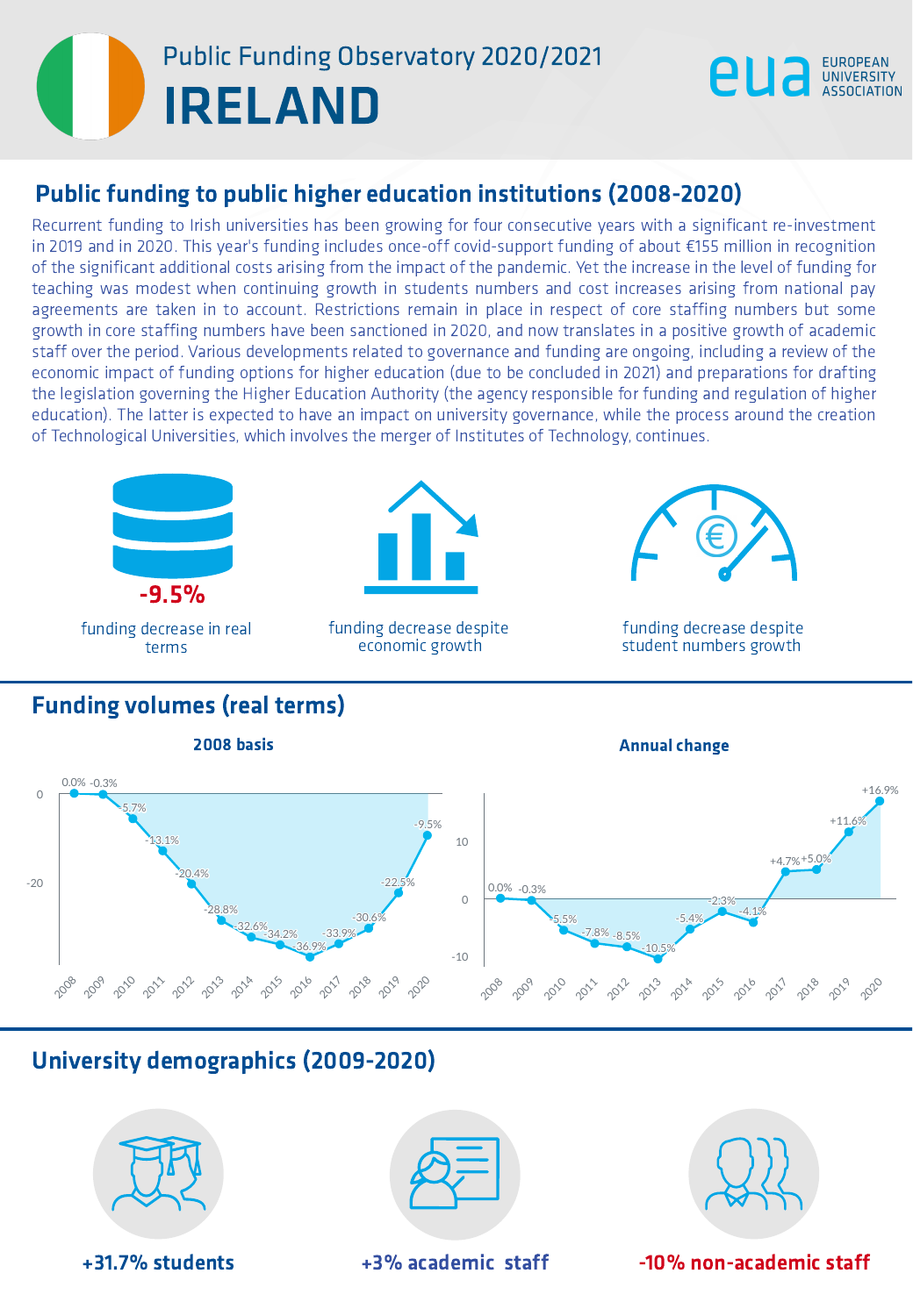# Public Funding Observatory 2020/2021

# IRELAND

EUA EUROPEAN UNIVERSITY ASSOCIATION

## Public funding to public higher education institutions (2008-2020)

Recurrent funding to Irish universities has been growing for four consecutive years with a significant re-investment in 2019 and in 2020. This year's funding includes once-off covid-support funding of about €155 million in recognition of the significant additional costs arising from the impact of the pandemic. Yet the increase in the level of funding for teaching was modest when continuing growth in students numbers and cost increases arising from national pay agreements are taken in to account. Restrictions remain in place in respect of core staffing numbers but some growth in core staffing numbers have been sanctioned in 2020, and now translates in a positive growth of academic staff over the period. Various developments related to governance and funding are ongoing, including a review of the economic impact of funding options for higher education (due to be concluded in 2021) and preparations for drafting the legislation governing the Higher Education Authority (the agency responsible for funding and regulation of higher education). The latter is expected to have an impact on university governance, while the process around the creation of Technological Universities, which involves the merger of Institutes of Technology, continues.

**-9.5%** funding decrease in real terms

funding decrease despite economic growth

funding decrease despite student numbers growth

## Funding volumes (real terms)

**2008 basis**

| Year | 2008 | 2009 | 2010 | 2011 | 2012 | 2013 | 2014 | 2015 | 2016 | 2017 | 2018 | 2019 | 2020 |
|---|---|---|---|---|---|---|---|---|---|---|---|---|---|
| Change | 0.0% | -0.3% | -5.7% | -13.1% | -20.4% | -28.8% | -32.6% | -34.2% | -36.9% | -33.9% | -30.6% | -22.5% | -9.5% |

**Annual change**

| Year | 2008 | 2009 | 2010 | 2011 | 2012 | 2013 | 2014 | 2015 | 2016 | 2017 | 2018 | 2019 | 2020 |
|---|---|---|---|---|---|---|---|---|---|---|---|---|---|
| Change | 0.0% | -0.3% | -5.5% | -7.8% | -8.5% | -10.5% | -5.4% | -2.3% | -4.1% | +4.7% | +5.0% | +11.6% | +16.9% |

## University demographics (2009-2020)

**+31.7% students**

**+3% academic staff**

**-10% non-academic staff**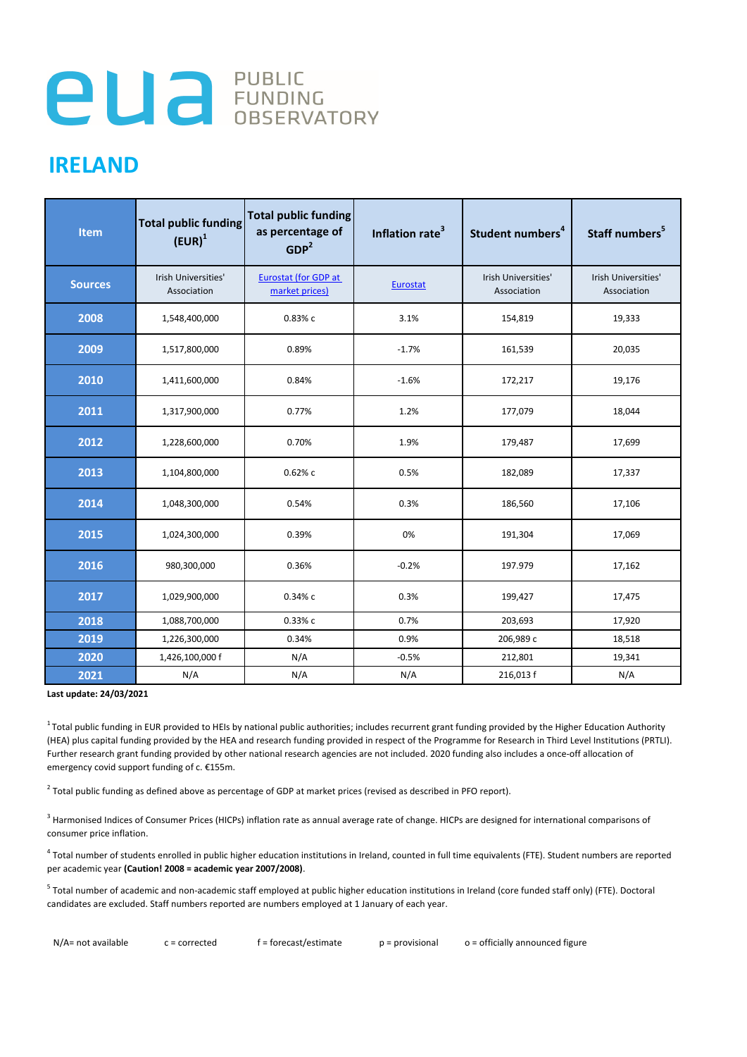# eua PUBLIC FUNDING OBSERVATORY

## IRELAND

| Item | Total public funding (EUR)[1] | Total public funding as percentage of GDP[2] | Inflation rate[3] | Student numbers[4] | Staff numbers[5] |
|---|---|---|---|---|---|
| **Sources** | Irish Universities' Association | Eurostat (for GDP at market prices) | Eurostat | Irish Universities' Association | Irish Universities' Association |
| **2008** | 1,548,400,000 | 0.83% c | 3.1% | 154,819 | 19,333 |
| **2009** | 1,517,800,000 | 0.89% | -1.7% | 161,539 | 20,035 |
| **2010** | 1,411,600,000 | 0.84% | -1.6% | 172,217 | 19,176 |
| **2011** | 1,317,900,000 | 0.77% | 1.2% | 177,079 | 18,044 |
| **2012** | 1,228,600,000 | 0.70% | 1.9% | 179,487 | 17,699 |
| **2013** | 1,104,800,000 | 0.62% c | 0.5% | 182,089 | 17,337 |
| **2014** | 1,048,300,000 | 0.54% | 0.3% | 186,560 | 17,106 |
| **2015** | 1,024,300,000 | 0.39% | 0% | 191,304 | 17,069 |
| **2016** | 980,300,000 | 0.36% | -0.2% | 197.979 | 17,162 |
| **2017** | 1,029,900,000 | 0.34% c | 0.3% | 199,427 | 17,475 |
| **2018** | 1,088,700,000 | 0.33% c | 0.7% | 203,693 | 17,920 |
| **2019** | 1,226,300,000 | 0.34% | 0.9% | 206,989 c | 18,518 |
| **2020** | 1,426,100,000 f | N/A | -0.5% | 212,801 | 19,341 |
| **2021** | N/A | N/A | N/A | 216,013 f | N/A |

**Last update: 24/03/2021**

[1] Total public funding in EUR provided to HEIs by national public authorities; includes recurrent grant funding provided by the Higher Education Authority (HEA) plus capital funding provided by the HEA and research funding provided in respect of the Programme for Research in Third Level Institutions (PRTLI). Further research grant funding provided by other national research agencies are not included. 2020 funding also includes a once-off allocation of emergency covid support funding of c. €155m.

[2] Total public funding as defined above as percentage of GDP at market prices (revised as described in PFO report).

[3] Harmonised Indices of Consumer Prices (HICPs) inflation rate as annual average rate of change. HICPs are designed for international comparisons of consumer price inflation.

[4] Total number of students enrolled in public higher education institutions in Ireland, counted in full time equivalents (FTE). Student numbers are reported per academic year **(Caution! 2008 = academic year 2007/2008)**.

[5] Total number of academic and non-academic staff employed at public higher education institutions in Ireland (core funded staff only) (FTE). Doctoral candidates are excluded. Staff numbers reported are numbers employed at 1 January of each year.

N/A= not available    c = corrected    f = forecast/estimate    p = provisional    o = officially announced figure